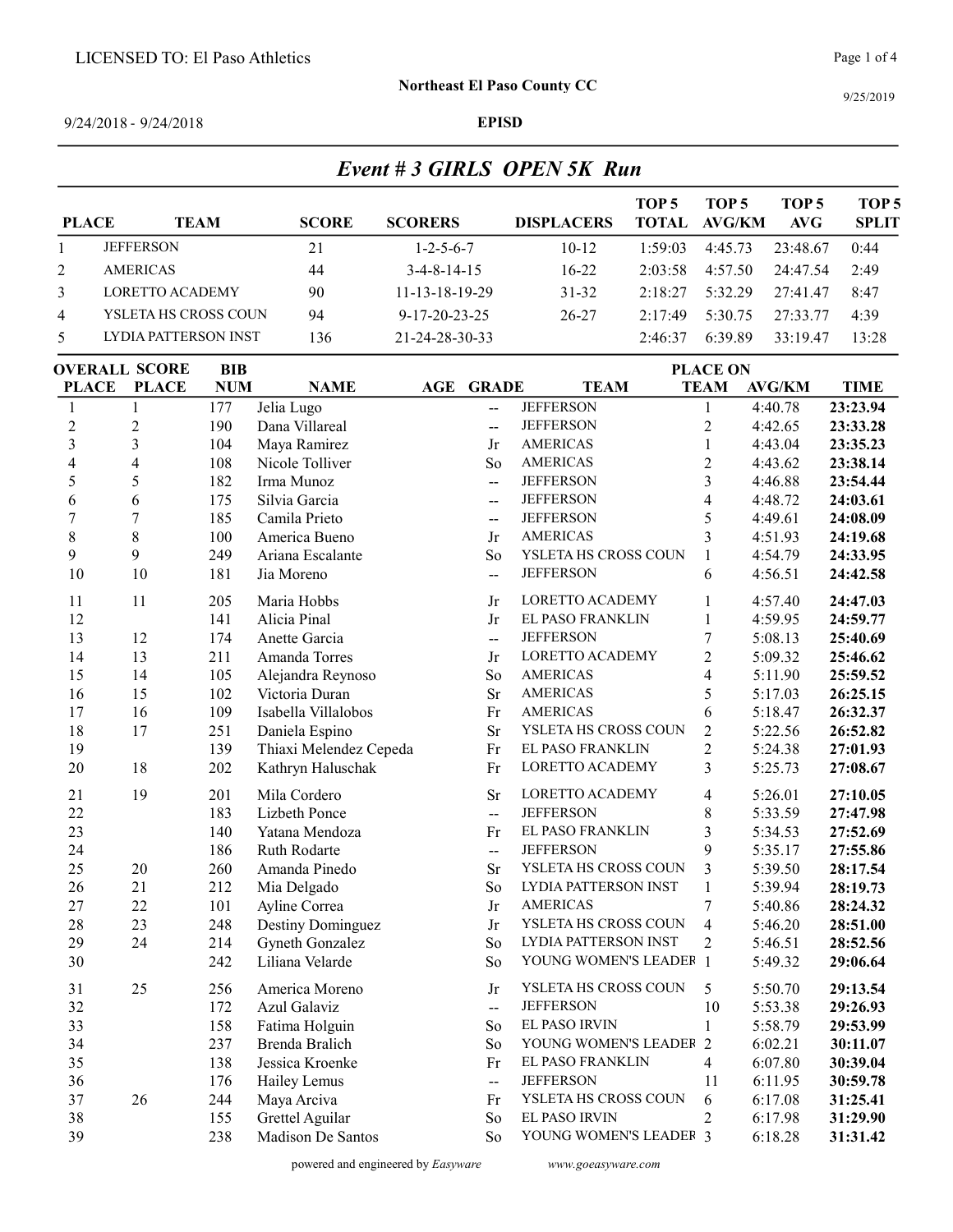LICENSED TO: El Paso Athletics

**Northeast El Paso County CC**

9/25/2019

9/24/2018 - 9/24/2018

**EPISD**

# *Event # 3 GIRLS OPEN 5K Run*

| PLACE | TEAM | SCORE | SCORERS | DISPLACERS | TOP 5 TOTAL | TOP 5 AVG/KM | TOP 5 AVG | TOP 5 SPLIT |
|---|---|---|---|---|---|---|---|---|
| 1 | JEFFERSON | 21 | 1-2-5-6-7 | 10-12 | 1:59:03 | 4:45.73 | 23:48.67 | 0:44 |
| 2 | AMERICAS | 44 | 3-4-8-14-15 | 16-22 | 2:03:58 | 4:57.50 | 24:47.54 | 2:49 |
| 3 | LORETTO ACADEMY | 90 | 11-13-18-19-29 | 31-32 | 2:18:27 | 5:32.29 | 27:41.47 | 8:47 |
| 4 | YSLETA HS CROSS COUN | 94 | 9-17-20-23-25 | 26-27 | 2:17:49 | 5:30.75 | 27:33.77 | 4:39 |
| 5 | LYDIA PATTERSON INST | 136 | 21-24-28-30-33 | | 2:46:37 | 6:39.89 | 33:19.47 | 13:28 |

| OVERALL PLACE | SCORE PLACE | BIB NUM | NAME | AGE | GRADE | TEAM | PLACE ON TEAM | AVG/KM | TIME |
|---|---|---|---|---|---|---|---|---|---|
| 1 | 1 | 177 | Jelia Lugo | | -- | JEFFERSON | 1 | 4:40.78 | **23:23.94** |
| 2 | 2 | 190 | Dana Villareal | | -- | JEFFERSON | 2 | 4:42.65 | **23:33.28** |
| 3 | 3 | 104 | Maya Ramirez | | Jr | AMERICAS | 1 | 4:43.04 | **23:35.23** |
| 4 | 4 | 108 | Nicole Tolliver | | So | AMERICAS | 2 | 4:43.62 | **23:38.14** |
| 5 | 5 | 182 | Irma Munoz | | -- | JEFFERSON | 3 | 4:46.88 | **23:54.44** |
| 6 | 6 | 175 | Silvia Garcia | | -- | JEFFERSON | 4 | 4:48.72 | **24:03.61** |
| 7 | 7 | 185 | Camila Prieto | | -- | JEFFERSON | 5 | 4:49.61 | **24:08.09** |
| 8 | 8 | 100 | America Bueno | | Jr | AMERICAS | 3 | 4:51.93 | **24:19.68** |
| 9 | 9 | 249 | Ariana Escalante | | So | YSLETA HS CROSS COUN | 1 | 4:54.79 | **24:33.95** |
| 10 | 10 | 181 | Jia Moreno | | -- | JEFFERSON | 6 | 4:56.51 | **24:42.58** |
| 11 | 11 | 205 | Maria Hobbs | | Jr | LORETTO ACADEMY | 1 | 4:57.40 | **24:47.03** |
| 12 | | 141 | Alicia Pinal | | Jr | EL PASO FRANKLIN | 1 | 4:59.95 | **24:59.77** |
| 13 | 12 | 174 | Anette Garcia | | -- | JEFFERSON | 7 | 5:08.13 | **25:40.69** |
| 14 | 13 | 211 | Amanda Torres | | Jr | LORETTO ACADEMY | 2 | 5:09.32 | **25:46.62** |
| 15 | 14 | 105 | Alejandra Reynoso | | So | AMERICAS | 4 | 5:11.90 | **25:59.52** |
| 16 | 15 | 102 | Victoria Duran | | Sr | AMERICAS | 5 | 5:17.03 | **26:25.15** |
| 17 | 16 | 109 | Isabella Villalobos | | Fr | AMERICAS | 6 | 5:18.47 | **26:32.37** |
| 18 | 17 | 251 | Daniela Espino | | Sr | YSLETA HS CROSS COUN | 2 | 5:22.56 | **26:52.82** |
| 19 | | 139 | Thiaxi Melendez Cepeda | | Fr | EL PASO FRANKLIN | 2 | 5:24.38 | **27:01.93** |
| 20 | 18 | 202 | Kathryn Haluschak | | Fr | LORETTO ACADEMY | 3 | 5:25.73 | **27:08.67** |
| 21 | 19 | 201 | Mila Cordero | | Sr | LORETTO ACADEMY | 4 | 5:26.01 | **27:10.05** |
| 22 | | 183 | Lizbeth Ponce | | -- | JEFFERSON | 8 | 5:33.59 | **27:47.98** |
| 23 | | 140 | Yatana Mendoza | | Fr | EL PASO FRANKLIN | 3 | 5:34.53 | **27:52.69** |
| 24 | | 186 | Ruth Rodarte | | -- | JEFFERSON | 9 | 5:35.17 | **27:55.86** |
| 25 | 20 | 260 | Amanda Pinedo | | Sr | YSLETA HS CROSS COUN | 3 | 5:39.50 | **28:17.54** |
| 26 | 21 | 212 | Mia Delgado | | So | LYDIA PATTERSON INST | 1 | 5:39.94 | **28:19.73** |
| 27 | 22 | 101 | Ayline Correa | | Jr | AMERICAS | 7 | 5:40.86 | **28:24.32** |
| 28 | 23 | 248 | Destiny Dominguez | | Jr | YSLETA HS CROSS COUN | 4 | 5:46.20 | **28:51.00** |
| 29 | 24 | 214 | Gyneth Gonzalez | | So | LYDIA PATTERSON INST | 2 | 5:46.51 | **28:52.56** |
| 30 | | 242 | Liliana Velarde | | So | YOUNG WOMEN'S LEADER | 1 | 5:49.32 | **29:06.64** |
| 31 | 25 | 256 | America Moreno | | Jr | YSLETA HS CROSS COUN | 5 | 5:50.70 | **29:13.54** |
| 32 | | 172 | Azul Galaviz | | -- | JEFFERSON | 10 | 5:53.38 | **29:26.93** |
| 33 | | 158 | Fatima Holguin | | So | EL PASO IRVIN | 1 | 5:58.79 | **29:53.99** |
| 34 | | 237 | Brenda Bralich | | So | YOUNG WOMEN'S LEADER | 2 | 6:02.21 | **30:11.07** |
| 35 | | 138 | Jessica Kroenke | | Fr | EL PASO FRANKLIN | 4 | 6:07.80 | **30:39.04** |
| 36 | | 176 | Hailey Lemus | | -- | JEFFERSON | 11 | 6:11.95 | **30:59.78** |
| 37 | 26 | 244 | Maya Arciva | | Fr | YSLETA HS CROSS COUN | 6 | 6:17.08 | **31:25.41** |
| 38 | | 155 | Grettel Aguilar | | So | EL PASO IRVIN | 2 | 6:17.98 | **31:29.90** |
| 39 | | 238 | Madison De Santos | | So | YOUNG WOMEN'S LEADER | 3 | 6:18.28 | **31:31.42** |

powered and engineered by *Easyware* www.goeasyware.com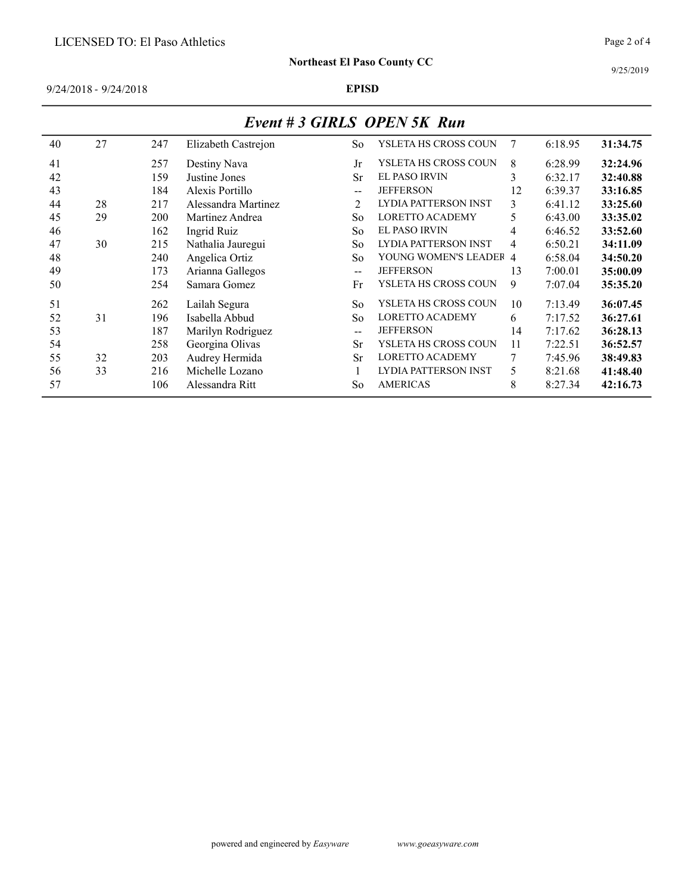Northeast El Paso County CC

9/24/2018 - 9/24/2018

**EPISD**

## *Event # 3 GIRLS OPEN 5K Run*

| | | | | | | | | |
|---|---|---|---|---|---|---|---|---|
| 40 | 27 | 247 | Elizabeth Castrejon | So | YSLETA HS CROSS COUN | 7 | 6:18.95 | **31:34.75** |
| 41 | | 257 | Destiny Nava | Jr | YSLETA HS CROSS COUN | 8 | 6:28.99 | **32:24.96** |
| 42 | | 159 | Justine Jones | Sr | EL PASO IRVIN | 3 | 6:32.17 | **32:40.88** |
| 43 | | 184 | Alexis Portillo | -- | JEFFERSON | 12 | 6:39.37 | **33:16.85** |
| 44 | 28 | 217 | Alessandra Martinez | 2 | LYDIA PATTERSON INST | 3 | 6:41.12 | **33:25.60** |
| 45 | 29 | 200 | Martinez Andrea | So | LORETTO ACADEMY | 5 | 6:43.00 | **33:35.02** |
| 46 | | 162 | Ingrid Ruiz | So | EL PASO IRVIN | 4 | 6:46.52 | **33:52.60** |
| 47 | 30 | 215 | Nathalia Jauregui | So | LYDIA PATTERSON INST | 4 | 6:50.21 | **34:11.09** |
| 48 | | 240 | Angelica Ortiz | So | YOUNG WOMEN'S LEADER | 4 | 6:58.04 | **34:50.20** |
| 49 | | 173 | Arianna Gallegos | -- | JEFFERSON | 13 | 7:00.01 | **35:00.09** |
| 50 | | 254 | Samara Gomez | Fr | YSLETA HS CROSS COUN | 9 | 7:07.04 | **35:35.20** |
| 51 | | 262 | Lailah Segura | So | YSLETA HS CROSS COUN | 10 | 7:13.49 | **36:07.45** |
| 52 | 31 | 196 | Isabella Abbud | So | LORETTO ACADEMY | 6 | 7:17.52 | **36:27.61** |
| 53 | | 187 | Marilyn Rodriguez | -- | JEFFERSON | 14 | 7:17.62 | **36:28.13** |
| 54 | | 258 | Georgina Olivas | Sr | YSLETA HS CROSS COUN | 11 | 7:22.51 | **36:52.57** |
| 55 | 32 | 203 | Audrey Hermida | Sr | LORETTO ACADEMY | 7 | 7:45.96 | **38:49.83** |
| 56 | 33 | 216 | Michelle Lozano | 1 | LYDIA PATTERSON INST | 5 | 8:21.68 | **41:48.40** |
| 57 | | 106 | Alessandra Ritt | So | AMERICAS | 8 | 8:27.34 | **42:16.73** |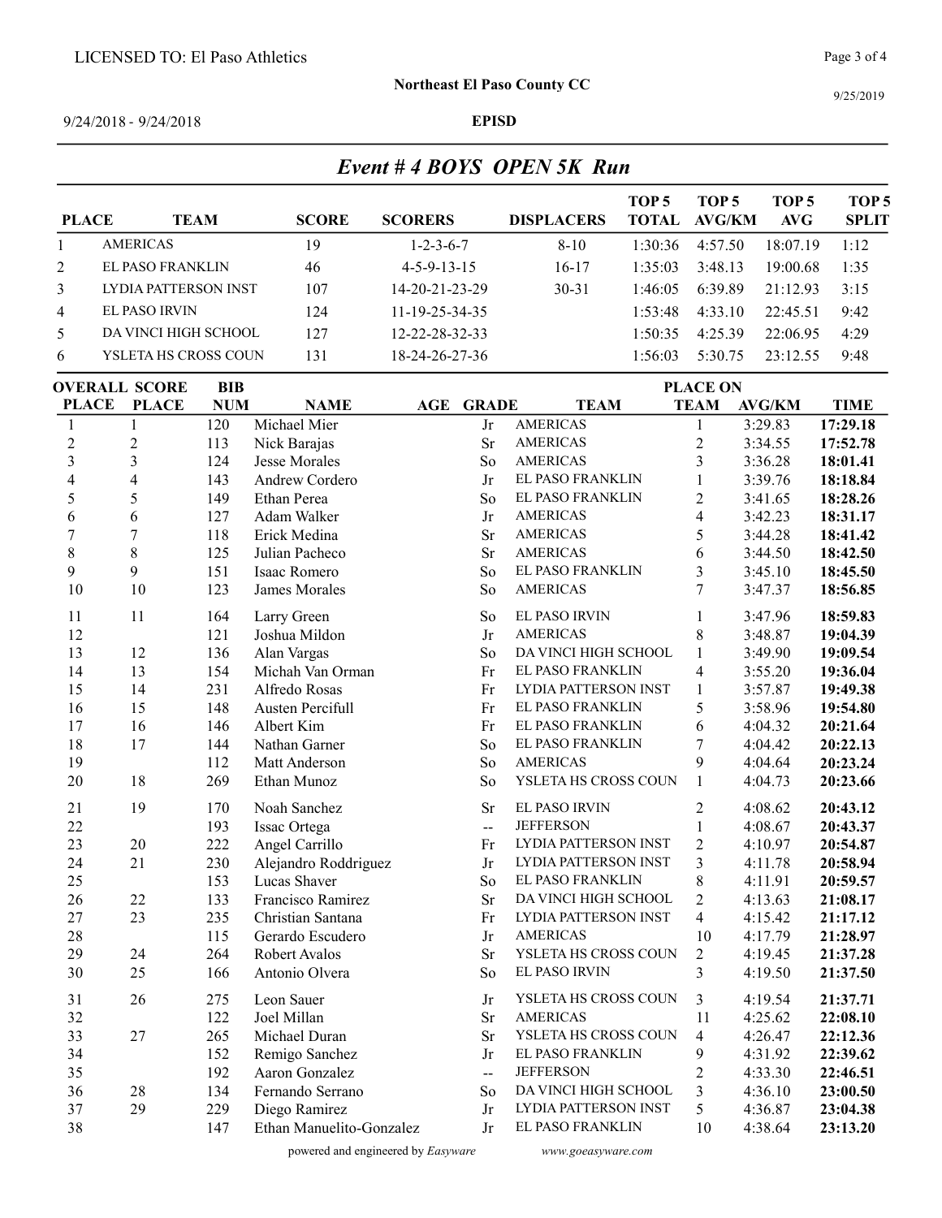LICENSED TO: El Paso Athletics

**Northeast El Paso County CC**

9/25/2019

9/24/2018 - 9/24/2018

**EPISD**

## *Event # 4 BOYS OPEN 5K Run*

| PLACE | TEAM | SCORE | SCORERS | DISPLACERS | TOP 5 TOTAL | TOP 5 AVG/KM | TOP 5 AVG | TOP 5 SPLIT |
|---|---|---|---|---|---|---|---|---|
| 1 | AMERICAS | 19 | 1-2-3-6-7 | 8-10 | 1:30:36 | 4:57.50 | 18:07.19 | 1:12 |
| 2 | EL PASO FRANKLIN | 46 | 4-5-9-13-15 | 16-17 | 1:35:03 | 3:48.13 | 19:00.68 | 1:35 |
| 3 | LYDIA PATTERSON INST | 107 | 14-20-21-23-29 | 30-31 | 1:46:05 | 6:39.89 | 21:12.93 | 3:15 |
| 4 | EL PASO IRVIN | 124 | 11-19-25-34-35 | | 1:53:48 | 4:33.10 | 22:45.51 | 9:42 |
| 5 | DA VINCI HIGH SCHOOL | 127 | 12-22-28-32-33 | | 1:50:35 | 4:25.39 | 22:06.95 | 4:29 |
| 6 | YSLETA HS CROSS COUN | 131 | 18-24-26-27-36 | | 1:56:03 | 5:30.75 | 23:12.55 | 9:48 |

| OVERALL PLACE | SCORE PLACE | BIB NUM | NAME | AGE | GRADE | TEAM | PLACE ON TEAM | AVG/KM | TIME |
|---|---|---|---|---|---|---|---|---|---|
| 1 | 1 | 120 | Michael Mier | | Jr | AMERICAS | 1 | 3:29.83 | **17:29.18** |
| 2 | 2 | 113 | Nick Barajas | | Sr | AMERICAS | 2 | 3:34.55 | **17:52.78** |
| 3 | 3 | 124 | Jesse Morales | | So | AMERICAS | 3 | 3:36.28 | **18:01.41** |
| 4 | 4 | 143 | Andrew Cordero | | Jr | EL PASO FRANKLIN | 1 | 3:39.76 | **18:18.84** |
| 5 | 5 | 149 | Ethan Perea | | So | EL PASO FRANKLIN | 2 | 3:41.65 | **18:28.26** |
| 6 | 6 | 127 | Adam Walker | | Jr | AMERICAS | 4 | 3:42.23 | **18:31.17** |
| 7 | 7 | 118 | Erick Medina | | Sr | AMERICAS | 5 | 3:44.28 | **18:41.42** |
| 8 | 8 | 125 | Julian Pacheco | | Sr | AMERICAS | 6 | 3:44.50 | **18:42.50** |
| 9 | 9 | 151 | Isaac Romero | | So | EL PASO FRANKLIN | 3 | 3:45.10 | **18:45.50** |
| 10 | 10 | 123 | James Morales | | So | AMERICAS | 7 | 3:47.37 | **18:56.85** |
| 11 | 11 | 164 | Larry Green | | So | EL PASO IRVIN | 1 | 3:47.96 | **18:59.83** |
| 12 | | 121 | Joshua Mildon | | Jr | AMERICAS | 8 | 3:48.87 | **19:04.39** |
| 13 | 12 | 136 | Alan Vargas | | So | DA VINCI HIGH SCHOOL | 1 | 3:49.90 | **19:09.54** |
| 14 | 13 | 154 | Michah Van Orman | | Fr | EL PASO FRANKLIN | 4 | 3:55.20 | **19:36.04** |
| 15 | 14 | 231 | Alfredo Rosas | | Fr | LYDIA PATTERSON INST | 1 | 3:57.87 | **19:49.38** |
| 16 | 15 | 148 | Austen Percifull | | Fr | EL PASO FRANKLIN | 5 | 3:58.96 | **19:54.80** |
| 17 | 16 | 146 | Albert Kim | | Fr | EL PASO FRANKLIN | 6 | 4:04.32 | **20:21.64** |
| 18 | 17 | 144 | Nathan Garner | | So | EL PASO FRANKLIN | 7 | 4:04.42 | **20:22.13** |
| 19 | | 112 | Matt Anderson | | So | AMERICAS | 9 | 4:04.64 | **20:23.24** |
| 20 | 18 | 269 | Ethan Munoz | | So | YSLETA HS CROSS COUN | 1 | 4:04.73 | **20:23.66** |
| 21 | 19 | 170 | Noah Sanchez | | Sr | EL PASO IRVIN | 2 | 4:08.62 | **20:43.12** |
| 22 | | 193 | Issac Ortega | | -- | JEFFERSON | 1 | 4:08.67 | **20:43.37** |
| 23 | 20 | 222 | Angel Carrillo | | Fr | LYDIA PATTERSON INST | 2 | 4:10.97 | **20:54.87** |
| 24 | 21 | 230 | Alejandro Roddriguez | | Jr | LYDIA PATTERSON INST | 3 | 4:11.78 | **20:58.94** |
| 25 | | 153 | Lucas Shaver | | So | EL PASO FRANKLIN | 8 | 4:11.91 | **20:59.57** |
| 26 | 22 | 133 | Francisco Ramirez | | Sr | DA VINCI HIGH SCHOOL | 2 | 4:13.63 | **21:08.17** |
| 27 | 23 | 235 | Christian Santana | | Fr | LYDIA PATTERSON INST | 4 | 4:15.42 | **21:17.12** |
| 28 | | 115 | Gerardo Escudero | | Jr | AMERICAS | 10 | 4:17.79 | **21:28.97** |
| 29 | 24 | 264 | Robert Avalos | | Sr | YSLETA HS CROSS COUN | 2 | 4:19.45 | **21:37.28** |
| 30 | 25 | 166 | Antonio Olvera | | So | EL PASO IRVIN | 3 | 4:19.50 | **21:37.50** |
| 31 | 26 | 275 | Leon Sauer | | Jr | YSLETA HS CROSS COUN | 3 | 4:19.54 | **21:37.71** |
| 32 | | 122 | Joel Millan | | Sr | AMERICAS | 11 | 4:25.62 | **22:08.10** |
| 33 | 27 | 265 | Michael Duran | | Sr | YSLETA HS CROSS COUN | 4 | 4:26.47 | **22:12.36** |
| 34 | | 152 | Remigo Sanchez | | Jr | EL PASO FRANKLIN | 9 | 4:31.92 | **22:39.62** |
| 35 | | 192 | Aaron Gonzalez | | -- | JEFFERSON | 2 | 4:33.30 | **22:46.51** |
| 36 | 28 | 134 | Fernando Serrano | | So | DA VINCI HIGH SCHOOL | 3 | 4:36.10 | **23:00.50** |
| 37 | 29 | 229 | Diego Ramirez | | Jr | LYDIA PATTERSON INST | 5 | 4:36.87 | **23:04.38** |
| 38 | | 147 | Ethan Manuelito-Gonzalez | | Jr | EL PASO FRANKLIN | 10 | 4:38.64 | **23:13.20** |

powered and engineered by *Easyware* www.goeasyware.com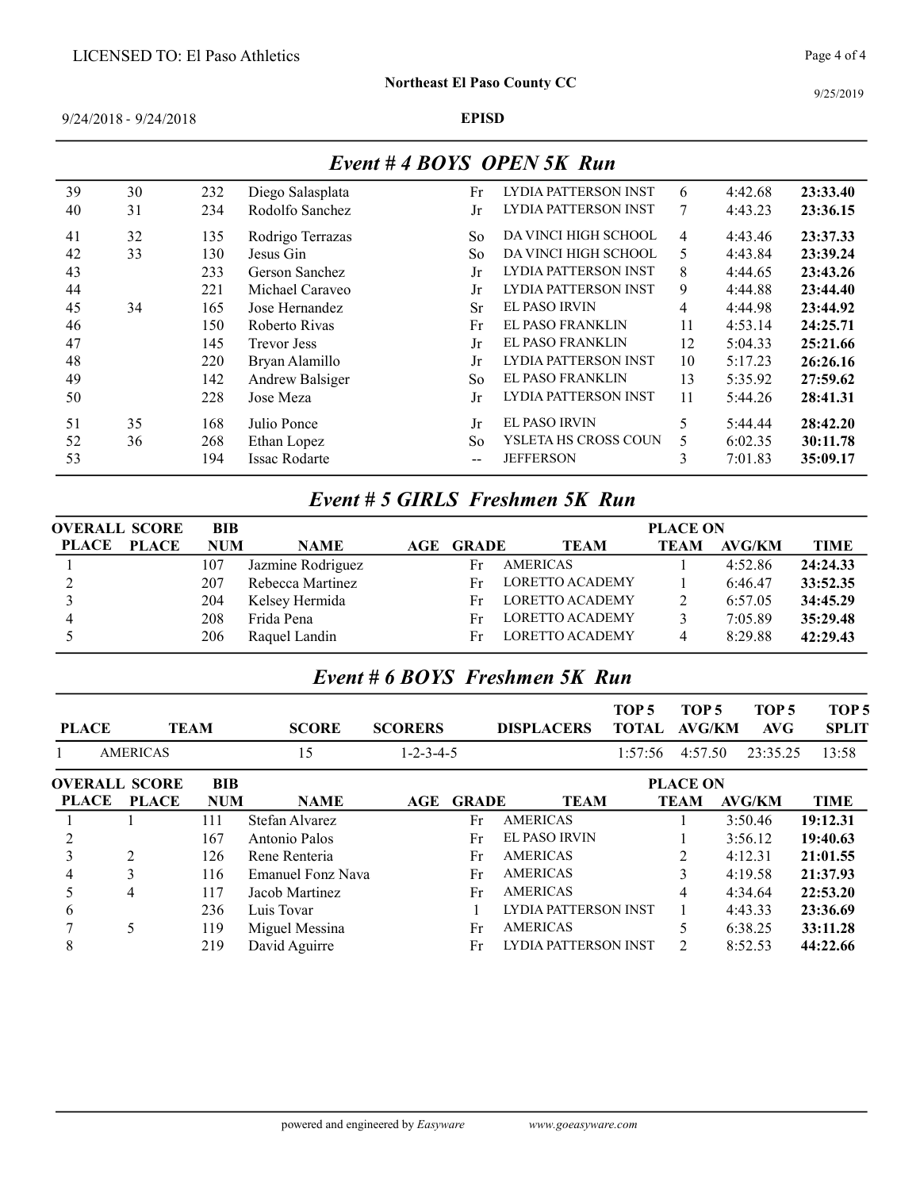LICENSED TO: El Paso Athletics

**Northeast El Paso County CC**

9/24/2018 - 9/24/2018

**EPISD**

## *Event # 4 BOYS OPEN 5K Run*

| | | | | | | | | | |
|---|---|---|---|---|---|---|---|---|---|
| 39 | 30 | 232 | Diego Salasplata | | Fr | LYDIA PATTERSON INST | 6 | 4:42.68 | **23:33.40** |
| 40 | 31 | 234 | Rodolfo Sanchez | | Jr | LYDIA PATTERSON INST | 7 | 4:43.23 | **23:36.15** |
| 41 | 32 | 135 | Rodrigo Terrazas | | So | DA VINCI HIGH SCHOOL | 4 | 4:43.46 | **23:37.33** |
| 42 | 33 | 130 | Jesus Gin | | So | DA VINCI HIGH SCHOOL | 5 | 4:43.84 | **23:39.24** |
| 43 | | 233 | Gerson Sanchez | | Jr | LYDIA PATTERSON INST | 8 | 4:44.65 | **23:43.26** |
| 44 | | 221 | Michael Caraveo | | Jr | LYDIA PATTERSON INST | 9 | 4:44.88 | **23:44.40** |
| 45 | 34 | 165 | Jose Hernandez | | Sr | EL PASO IRVIN | 4 | 4:44.98 | **23:44.92** |
| 46 | | 150 | Roberto Rivas | | Fr | EL PASO FRANKLIN | 11 | 4:53.14 | **24:25.71** |
| 47 | | 145 | Trevor Jess | | Jr | EL PASO FRANKLIN | 12 | 5:04.33 | **25:21.66** |
| 48 | | 220 | Bryan Alamillo | | Jr | LYDIA PATTERSON INST | 10 | 5:17.23 | **26:26.16** |
| 49 | | 142 | Andrew Balsiger | | So | EL PASO FRANKLIN | 13 | 5:35.92 | **27:59.62** |
| 50 | | 228 | Jose Meza | | Jr | LYDIA PATTERSON INST | 11 | 5:44.26 | **28:41.31** |
| 51 | 35 | 168 | Julio Ponce | | Jr | EL PASO IRVIN | 5 | 5:44.44 | **28:42.20** |
| 52 | 36 | 268 | Ethan Lopez | | So | YSLETA HS CROSS COUN | 5 | 6:02.35 | **30:11.78** |
| 53 | | 194 | Issac Rodarte | | -- | JEFFERSON | 3 | 7:01.83 | **35:09.17** |

## *Event # 5 GIRLS Freshmen 5K Run*

| OVERALL PLACE | SCORE PLACE | BIB NUM | NAME | AGE | GRADE | TEAM | PLACE ON TEAM | AVG/KM | TIME |
|---|---|---|---|---|---|---|---|---|---|
| 1 | | 107 | Jazmine Rodriguez | | Fr | AMERICAS | 1 | 4:52.86 | **24:24.33** |
| 2 | | 207 | Rebecca Martinez | | Fr | LORETTO ACADEMY | 1 | 6:46.47 | **33:52.35** |
| 3 | | 204 | Kelsey Hermida | | Fr | LORETTO ACADEMY | 2 | 6:57.05 | **34:45.29** |
| 4 | | 208 | Frida Pena | | Fr | LORETTO ACADEMY | 3 | 7:05.89 | **35:29.48** |
| 5 | | 206 | Raquel Landin | | Fr | LORETTO ACADEMY | 4 | 8:29.88 | **42:29.43** |

## *Event # 6 BOYS Freshmen 5K Run*

| PLACE | TEAM | SCORE | SCORERS | DISPLACERS | TOP 5 TOTAL | TOP 5 AVG/KM | TOP 5 AVG | TOP 5 SPLIT |
|---|---|---|---|---|---|---|---|---|
| 1 | AMERICAS | 15 | 1-2-3-4-5 | | 1:57:56 | 4:57.50 | 23:35.25 | 13:58 |

| OVERALL PLACE | SCORE PLACE | BIB NUM | NAME | AGE | GRADE | TEAM | PLACE ON TEAM | AVG/KM | TIME |
|---|---|---|---|---|---|---|---|---|---|
| 1 | 1 | 111 | Stefan Alvarez | | Fr | AMERICAS | 1 | 3:50.46 | **19:12.31** |
| 2 | | 167 | Antonio Palos | | Fr | EL PASO IRVIN | 1 | 3:56.12 | **19:40.63** |
| 3 | 2 | 126 | Rene Renteria | | Fr | AMERICAS | 2 | 4:12.31 | **21:01.55** |
| 4 | 3 | 116 | Emanuel Fonz Nava | | Fr | AMERICAS | 3 | 4:19.58 | **21:37.93** |
| 5 | 4 | 117 | Jacob Martinez | | Fr | AMERICAS | 4 | 4:34.64 | **22:53.20** |
| 6 | | 236 | Luis Tovar | | 1 | LYDIA PATTERSON INST | 1 | 4:43.33 | **23:36.69** |
| 7 | 5 | 119 | Miguel Messina | | Fr | AMERICAS | 5 | 6:38.25 | **33:11.28** |
| 8 | | 219 | David Aguirre | | Fr | LYDIA PATTERSON INST | 2 | 8:52.53 | **44:22.66** |